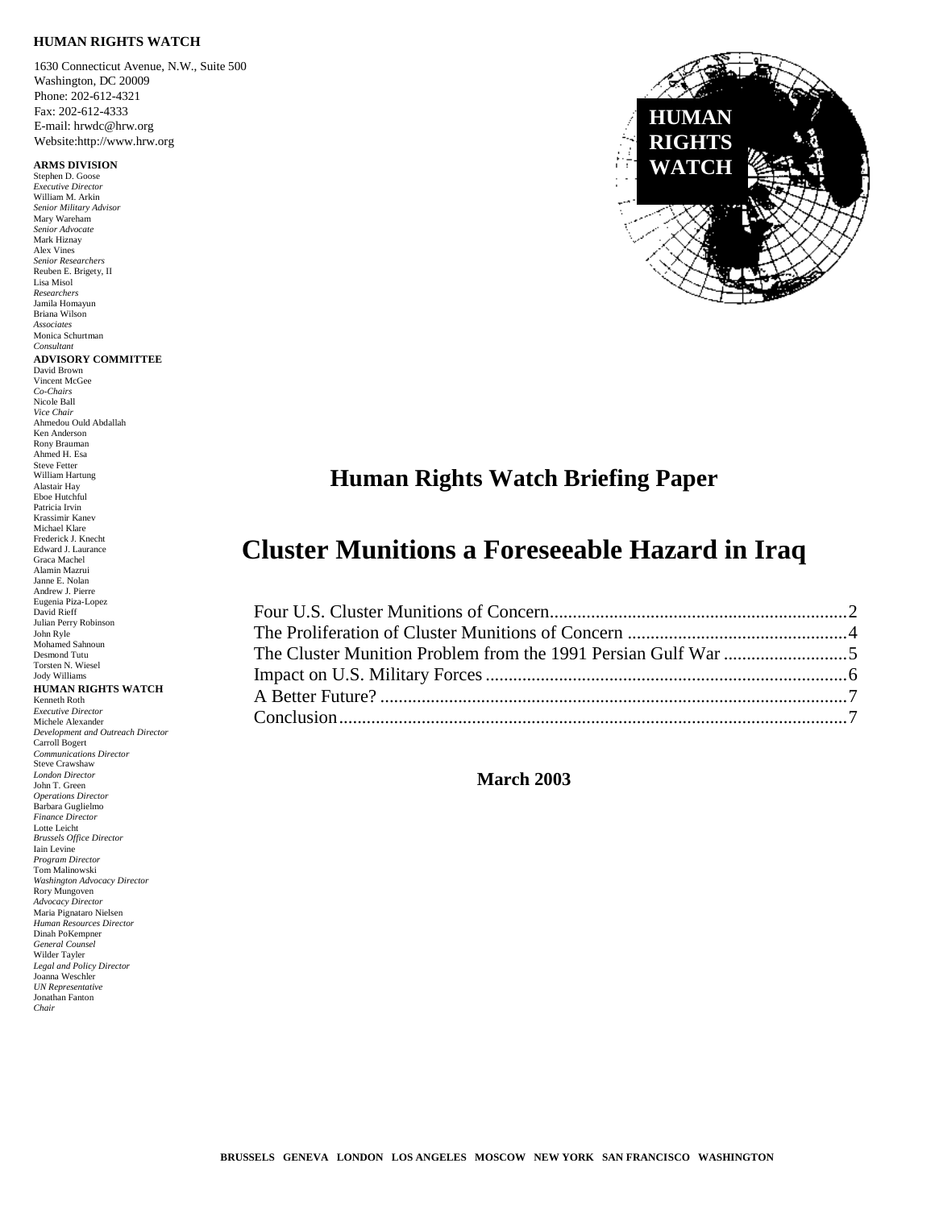**HUMAN RIGHTS WATCH**

1630 Connecticut Avenue, N.W., Suite 500
Washington, DC 20009
Phone: 202-612-4321
Fax: 202-612-4333
E-mail: hrwdc@hrw.org
Website:http://www.hrw.org

**ARMS DIVISION**
Stephen D. Goose
*Executive Director*
William M. Arkin
*Senior Military Advisor*
Mary Wareham
*Senior Advocate*
Mark Hiznay
Alex Vines
*Senior Researchers*
Reuben E. Brigety, II
Lisa Misol
*Researchers*
Jamila Homayun
Briana Wilson
*Associates*
Monica Schurtman
*Consultant*

**ADVISORY COMMITTEE**
David Brown
Vincent McGee
*Co-Chairs*
Nicole Ball
*Vice Chair*
Ahmedou Ould Abdallah
Ken Anderson
Rony Brauman
Ahmed H. Esa
Steve Fetter
William Hartung
Alastair Hay
Eboe Hutchful
Patricia Irvin
Krassimir Kanev
Michael Klare
Frederick J. Knecht
Edward J. Laurance
Graca Machel
Alamin Mazrui
Janne E. Nolan
Andrew J. Pierre
Eugenia Piza-Lopez
David Rieff
Julian Perry Robinson
John Ryle
Mohamed Sahnoun
Desmond Tutu
Torsten N. Wiesel
Jody Williams

**HUMAN RIGHTS WATCH**
Kenneth Roth
*Executive Director*
Michele Alexander
*Development and Outreach Director*
Carroll Bogert
*Communications Director*
Steve Crawshaw
*London Director*
John T. Green
*Operations Director*
Barbara Guglielmo
*Finance Director*
Lotte Leicht
*Brussels Office Director*
Iain Levine
*Program Director*
Tom Malinowski
*Washington Advocacy Director*
Rory Mungoven
*Advocacy Director*
Maria Pignataro Nielsen
*Human Resources Director*
Dinah PoKempner
*General Counsel*
Wilder Tayler
*Legal and Policy Director*
Joanna Weschler
*UN Representative*
Jonathan Fanton
*Chair*

**HUMAN RIGHTS WATCH**

## Human Rights Watch Briefing Paper

# Cluster Munitions a Foreseeable Hazard in Iraq

Four U.S. Cluster Munitions of Concern................................................................2
The Proliferation of Cluster Munitions of Concern ...............................................4
The Cluster Munition Problem from the 1991 Persian Gulf War ...........................5
Impact on U.S. Military Forces ..............................................................................6
A Better Future? .....................................................................................................7
Conclusion.............................................................................................................7

**March 2003**

**BRUSSELS GENEVA LONDON LOS ANGELES MOSCOW NEW YORK SAN FRANCISCO WASHINGTON**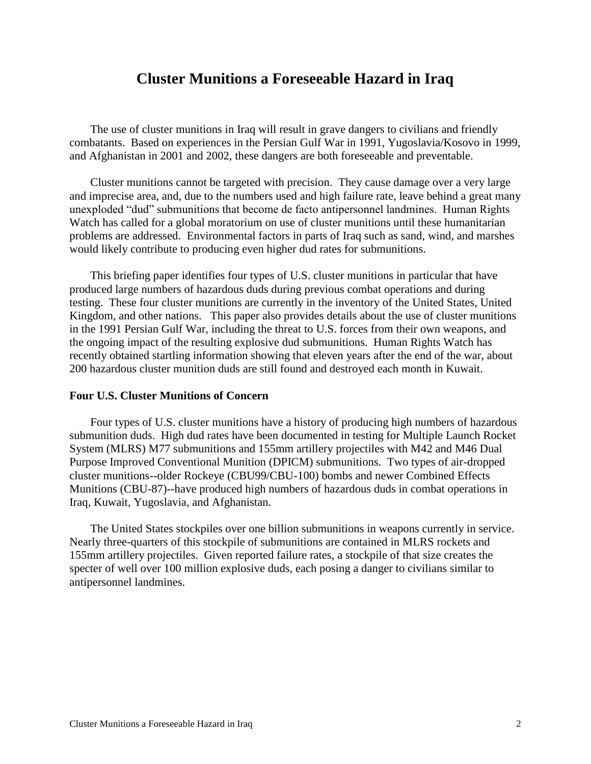# Cluster Munitions a Foreseeable Hazard in Iraq

The use of cluster munitions in Iraq will result in grave dangers to civilians and friendly combatants. Based on experiences in the Persian Gulf War in 1991, Yugoslavia/Kosovo in 1999, and Afghanistan in 2001 and 2002, these dangers are both foreseeable and preventable.

Cluster munitions cannot be targeted with precision. They cause damage over a very large and imprecise area, and, due to the numbers used and high failure rate, leave behind a great many unexploded "dud" submunitions that become de facto antipersonnel landmines. Human Rights Watch has called for a global moratorium on use of cluster munitions until these humanitarian problems are addressed. Environmental factors in parts of Iraq such as sand, wind, and marshes would likely contribute to producing even higher dud rates for submunitions.

This briefing paper identifies four types of U.S. cluster munitions in particular that have produced large numbers of hazardous duds during previous combat operations and during testing. These four cluster munitions are currently in the inventory of the United States, United Kingdom, and other nations. This paper also provides details about the use of cluster munitions in the 1991 Persian Gulf War, including the threat to U.S. forces from their own weapons, and the ongoing impact of the resulting explosive dud submunitions. Human Rights Watch has recently obtained startling information showing that eleven years after the end of the war, about 200 hazardous cluster munition duds are still found and destroyed each month in Kuwait.

**Four U.S. Cluster Munitions of Concern**

Four types of U.S. cluster munitions have a history of producing high numbers of hazardous submunition duds. High dud rates have been documented in testing for Multiple Launch Rocket System (MLRS) M77 submunitions and 155mm artillery projectiles with M42 and M46 Dual Purpose Improved Conventional Munition (DPICM) submunitions. Two types of air-dropped cluster munitions--older Rockeye (CBU99/CBU-100) bombs and newer Combined Effects Munitions (CBU-87)--have produced high numbers of hazardous duds in combat operations in Iraq, Kuwait, Yugoslavia, and Afghanistan.

The United States stockpiles over one billion submunitions in weapons currently in service. Nearly three-quarters of this stockpile of submunitions are contained in MLRS rockets and 155mm artillery projectiles. Given reported failure rates, a stockpile of that size creates the specter of well over 100 million explosive duds, each posing a danger to civilians similar to antipersonnel landmines.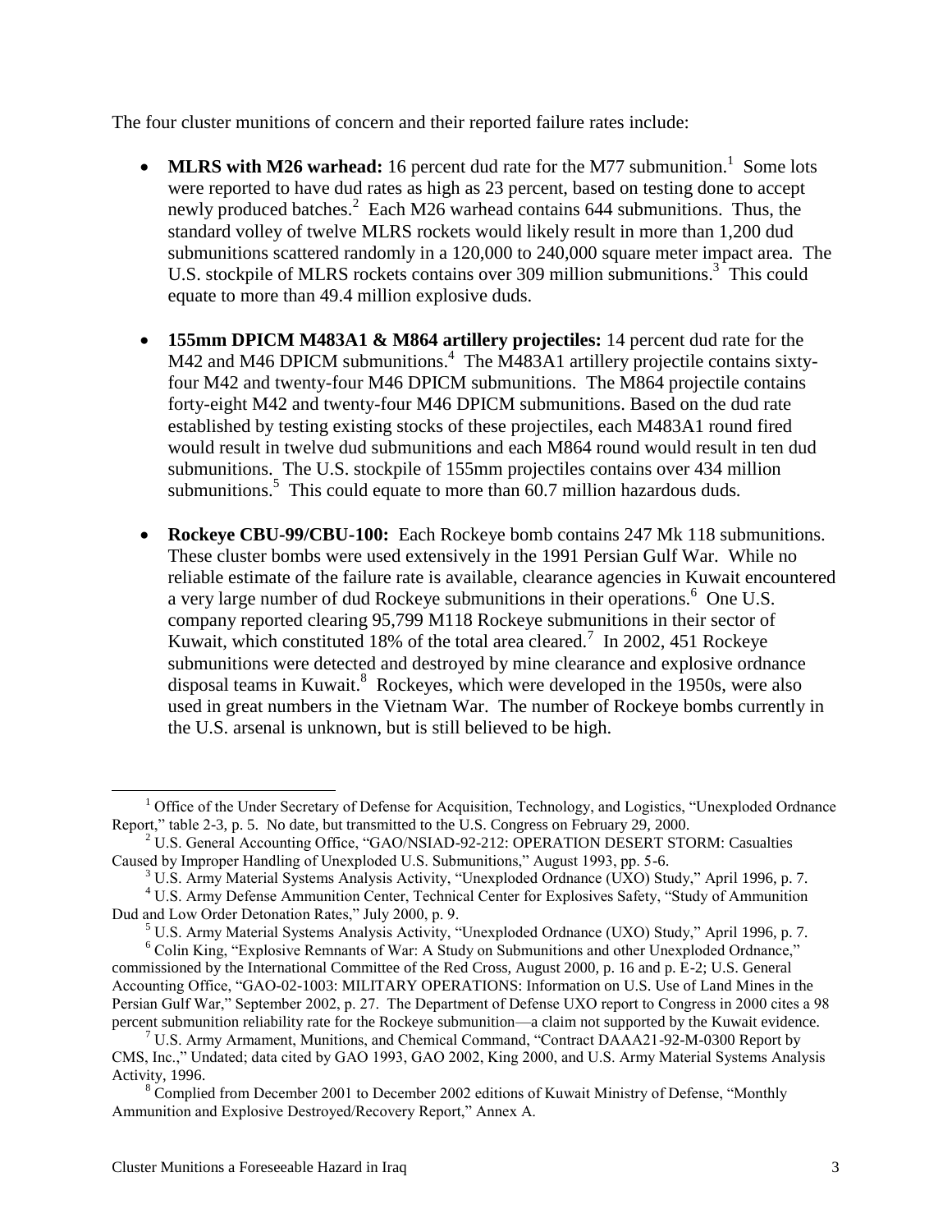The four cluster munitions of concern and their reported failure rates include:

- **MLRS with M26 warhead:** 16 percent dud rate for the M77 submunition.[1] Some lots were reported to have dud rates as high as 23 percent, based on testing done to accept newly produced batches.[2] Each M26 warhead contains 644 submunitions. Thus, the standard volley of twelve MLRS rockets would likely result in more than 1,200 dud submunitions scattered randomly in a 120,000 to 240,000 square meter impact area. The U.S. stockpile of MLRS rockets contains over 309 million submunitions.[3] This could equate to more than 49.4 million explosive duds.

- **155mm DPICM M483A1 & M864 artillery projectiles:** 14 percent dud rate for the M42 and M46 DPICM submunitions.[4] The M483A1 artillery projectile contains sixty-four M42 and twenty-four M46 DPICM submunitions. The M864 projectile contains forty-eight M42 and twenty-four M46 DPICM submunitions. Based on the dud rate established by testing existing stocks of these projectiles, each M483A1 round fired would result in twelve dud submunitions and each M864 round would result in ten dud submunitions. The U.S. stockpile of 155mm projectiles contains over 434 million submunitions.[5] This could equate to more than 60.7 million hazardous duds.

- **Rockeye CBU-99/CBU-100:** Each Rockeye bomb contains 247 Mk 118 submunitions. These cluster bombs were used extensively in the 1991 Persian Gulf War. While no reliable estimate of the failure rate is available, clearance agencies in Kuwait encountered a very large number of dud Rockeye submunitions in their operations.[6] One U.S. company reported clearing 95,799 M118 Rockeye submunitions in their sector of Kuwait, which constituted 18% of the total area cleared.[7] In 2002, 451 Rockeye submunitions were detected and destroyed by mine clearance and explosive ordnance disposal teams in Kuwait.[8] Rockeyes, which were developed in the 1950s, were also used in great numbers in the Vietnam War. The number of Rockeye bombs currently in the U.S. arsenal is unknown, but is still believed to be high.

---

[1] Office of the Under Secretary of Defense for Acquisition, Technology, and Logistics, "Unexploded Ordnance Report," table 2-3, p. 5. No date, but transmitted to the U.S. Congress on February 29, 2000.

[2] U.S. General Accounting Office, "GAO/NSIAD-92-212: OPERATION DESERT STORM: Casualties Caused by Improper Handling of Unexploded U.S. Submunitions," August 1993, pp. 5-6.

[3] U.S. Army Material Systems Analysis Activity, "Unexploded Ordnance (UXO) Study," April 1996, p. 7.

[4] U.S. Army Defense Ammunition Center, Technical Center for Explosives Safety, "Study of Ammunition Dud and Low Order Detonation Rates," July 2000, p. 9.

[5] U.S. Army Material Systems Analysis Activity, "Unexploded Ordnance (UXO) Study," April 1996, p. 7.

[6] Colin King, "Explosive Remnants of War: A Study on Submunitions and other Unexploded Ordnance," commissioned by the International Committee of the Red Cross, August 2000, p. 16 and p. E-2; U.S. General Accounting Office, "GAO-02-1003: MILITARY OPERATIONS: Information on U.S. Use of Land Mines in the Persian Gulf War," September 2002, p. 27. The Department of Defense UXO report to Congress in 2000 cites a 98 percent submunition reliability rate for the Rockeye submunition—a claim not supported by the Kuwait evidence.

[7] U.S. Army Armament, Munitions, and Chemical Command, "Contract DAAA21-92-M-0300 Report by CMS, Inc.," Undated; data cited by GAO 1993, GAO 2002, King 2000, and U.S. Army Material Systems Analysis Activity, 1996.

[8] Complied from December 2001 to December 2002 editions of Kuwait Ministry of Defense, "Monthly Ammunition and Explosive Destroyed/Recovery Report," Annex A.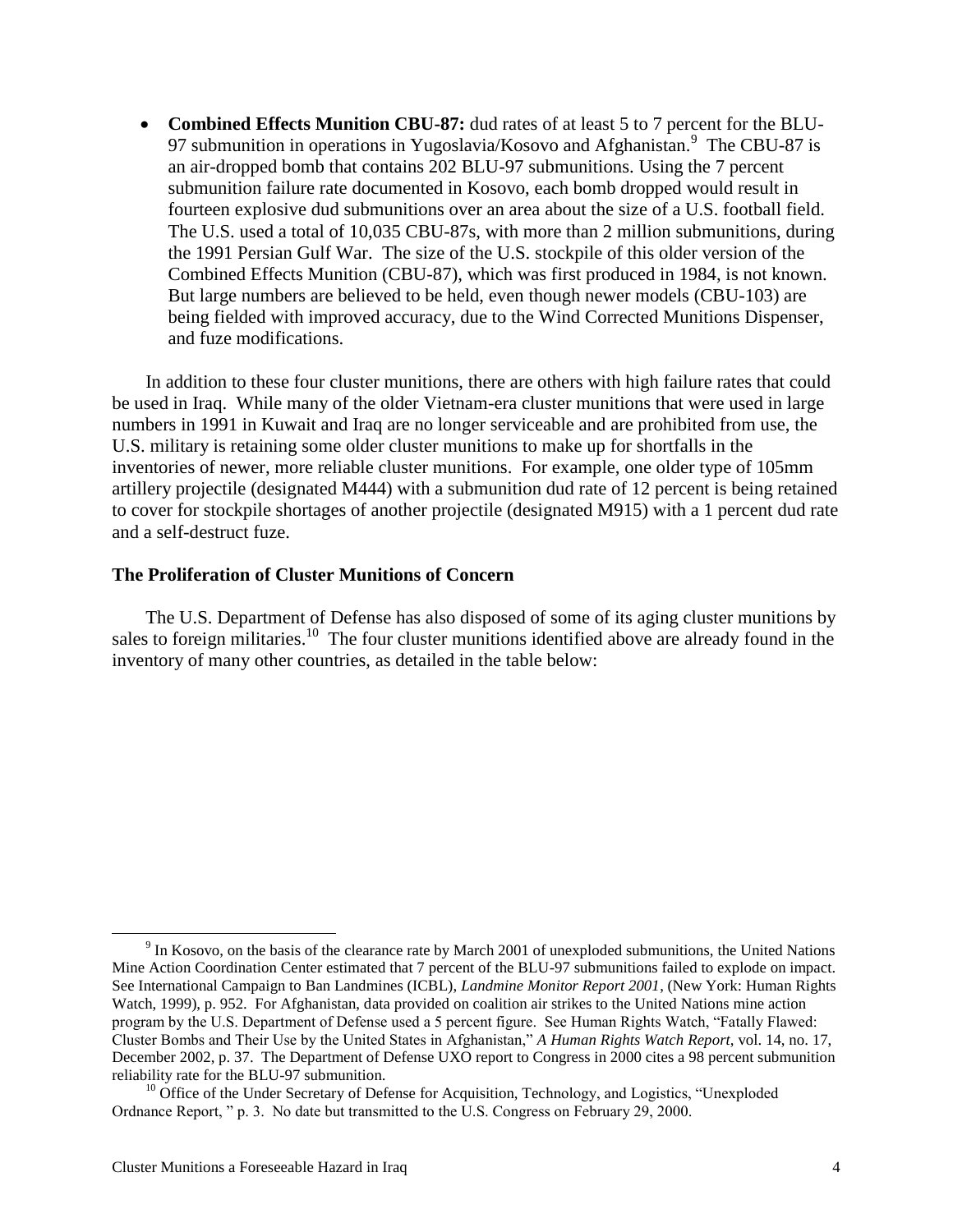- **Combined Effects Munition CBU-87:** dud rates of at least 5 to 7 percent for the BLU-97 submunition in operations in Yugoslavia/Kosovo and Afghanistan.[9] The CBU-87 is an air-dropped bomb that contains 202 BLU-97 submunitions. Using the 7 percent submunition failure rate documented in Kosovo, each bomb dropped would result in fourteen explosive dud submunitions over an area about the size of a U.S. football field. The U.S. used a total of 10,035 CBU-87s, with more than 2 million submunitions, during the 1991 Persian Gulf War. The size of the U.S. stockpile of this older version of the Combined Effects Munition (CBU-87), which was first produced in 1984, is not known. But large numbers are believed to be held, even though newer models (CBU-103) are being fielded with improved accuracy, due to the Wind Corrected Munitions Dispenser, and fuze modifications.

In addition to these four cluster munitions, there are others with high failure rates that could be used in Iraq. While many of the older Vietnam-era cluster munitions that were used in large numbers in 1991 in Kuwait and Iraq are no longer serviceable and are prohibited from use, the U.S. military is retaining some older cluster munitions to make up for shortfalls in the inventories of newer, more reliable cluster munitions. For example, one older type of 105mm artillery projectile (designated M444) with a submunition dud rate of 12 percent is being retained to cover for stockpile shortages of another projectile (designated M915) with a 1 percent dud rate and a self-destruct fuze.

### The Proliferation of Cluster Munitions of Concern

The U.S. Department of Defense has also disposed of some of its aging cluster munitions by sales to foreign militaries.[10] The four cluster munitions identified above are already found in the inventory of many other countries, as detailed in the table below:

---

[9] In Kosovo, on the basis of the clearance rate by March 2001 of unexploded submunitions, the United Nations Mine Action Coordination Center estimated that 7 percent of the BLU-97 submunitions failed to explode on impact. See International Campaign to Ban Landmines (ICBL), *Landmine Monitor Report 2001*, (New York: Human Rights Watch, 1999), p. 952. For Afghanistan, data provided on coalition air strikes to the United Nations mine action program by the U.S. Department of Defense used a 5 percent figure. See Human Rights Watch, "Fatally Flawed: Cluster Bombs and Their Use by the United States in Afghanistan," *A Human Rights Watch Report*, vol. 14, no. 17, December 2002, p. 37. The Department of Defense UXO report to Congress in 2000 cites a 98 percent submunition reliability rate for the BLU-97 submunition.

[10] Office of the Under Secretary of Defense for Acquisition, Technology, and Logistics, "Unexploded Ordnance Report, " p. 3. No date but transmitted to the U.S. Congress on February 29, 2000.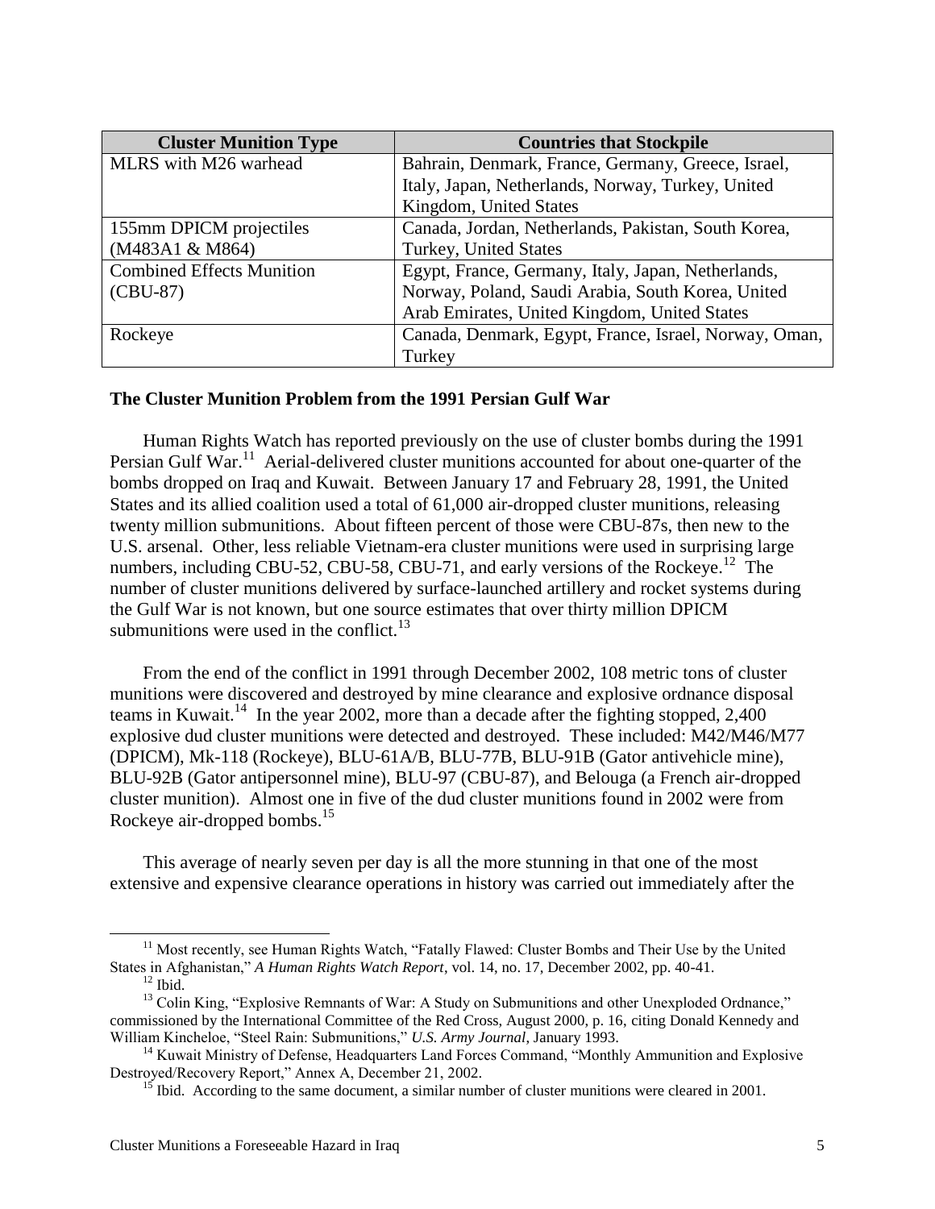| Cluster Munition Type | Countries that Stockpile |
|---|---|
| MLRS with M26 warhead | Bahrain, Denmark, France, Germany, Greece, Israel, Italy, Japan, Netherlands, Norway, Turkey, United Kingdom, United States |
| 155mm DPICM projectiles (M483A1 & M864) | Canada, Jordan, Netherlands, Pakistan, South Korea, Turkey, United States |
| Combined Effects Munition (CBU-87) | Egypt, France, Germany, Italy, Japan, Netherlands, Norway, Poland, Saudi Arabia, South Korea, United Arab Emirates, United Kingdom, United States |
| Rockeye | Canada, Denmark, Egypt, France, Israel, Norway, Oman, Turkey |

**The Cluster Munition Problem from the 1991 Persian Gulf War**

Human Rights Watch has reported previously on the use of cluster bombs during the 1991 Persian Gulf War.[11] Aerial-delivered cluster munitions accounted for about one-quarter of the bombs dropped on Iraq and Kuwait. Between January 17 and February 28, 1991, the United States and its allied coalition used a total of 61,000 air-dropped cluster munitions, releasing twenty million submunitions. About fifteen percent of those were CBU-87s, then new to the U.S. arsenal. Other, less reliable Vietnam-era cluster munitions were used in surprising large numbers, including CBU-52, CBU-58, CBU-71, and early versions of the Rockeye.[12] The number of cluster munitions delivered by surface-launched artillery and rocket systems during the Gulf War is not known, but one source estimates that over thirty million DPICM submunitions were used in the conflict.[13]

From the end of the conflict in 1991 through December 2002, 108 metric tons of cluster munitions were discovered and destroyed by mine clearance and explosive ordnance disposal teams in Kuwait.[14] In the year 2002, more than a decade after the fighting stopped, 2,400 explosive dud cluster munitions were detected and destroyed. These included: M42/M46/M77 (DPICM), Mk-118 (Rockeye), BLU-61A/B, BLU-77B, BLU-91B (Gator antivehicle mine), BLU-92B (Gator antipersonnel mine), BLU-97 (CBU-87), and Belouga (a French air-dropped cluster munition). Almost one in five of the dud cluster munitions found in 2002 were from Rockeye air-dropped bombs.[15]

This average of nearly seven per day is all the more stunning in that one of the most extensive and expensive clearance operations in history was carried out immediately after the

---

[11] Most recently, see Human Rights Watch, "Fatally Flawed: Cluster Bombs and Their Use by the United States in Afghanistan," *A Human Rights Watch Report*, vol. 14, no. 17, December 2002, pp. 40-41.

[12] Ibid.

[13] Colin King, "Explosive Remnants of War: A Study on Submunitions and other Unexploded Ordnance," commissioned by the International Committee of the Red Cross, August 2000, p. 16, citing Donald Kennedy and William Kincheloe, "Steel Rain: Submunitions," *U.S. Army Journal*, January 1993.

[14] Kuwait Ministry of Defense, Headquarters Land Forces Command, "Monthly Ammunition and Explosive Destroyed/Recovery Report," Annex A, December 21, 2002.

[15] Ibid. According to the same document, a similar number of cluster munitions were cleared in 2001.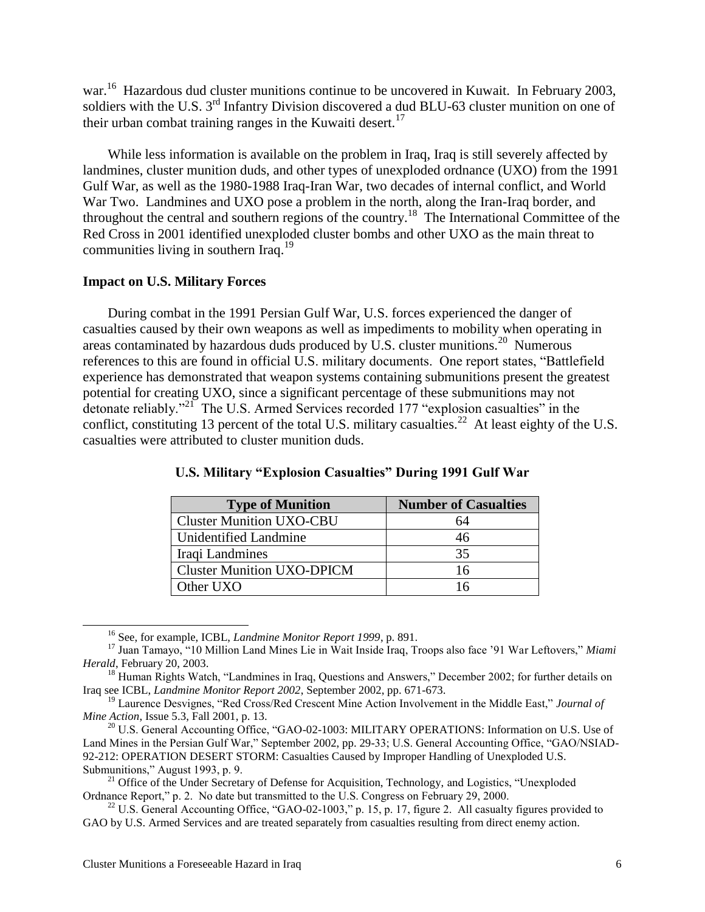war.[16] Hazardous dud cluster munitions continue to be uncovered in Kuwait. In February 2003, soldiers with the U.S. 3rd Infantry Division discovered a dud BLU-63 cluster munition on one of their urban combat training ranges in the Kuwaiti desert.[17]

While less information is available on the problem in Iraq, Iraq is still severely affected by landmines, cluster munition duds, and other types of unexploded ordnance (UXO) from the 1991 Gulf War, as well as the 1980-1988 Iraq-Iran War, two decades of internal conflict, and World War Two. Landmines and UXO pose a problem in the north, along the Iran-Iraq border, and throughout the central and southern regions of the country.[18] The International Committee of the Red Cross in 2001 identified unexploded cluster bombs and other UXO as the main threat to communities living in southern Iraq.[19]

## Impact on U.S. Military Forces

During combat in the 1991 Persian Gulf War, U.S. forces experienced the danger of casualties caused by their own weapons as well as impediments to mobility when operating in areas contaminated by hazardous duds produced by U.S. cluster munitions.[20] Numerous references to this are found in official U.S. military documents. One report states, "Battlefield experience has demonstrated that weapon systems containing submunitions present the greatest potential for creating UXO, since a significant percentage of these submunitions may not detonate reliably."[21] The U.S. Armed Services recorded 177 "explosion casualties" in the conflict, constituting 13 percent of the total U.S. military casualties.[22] At least eighty of the U.S. casualties were attributed to cluster munition duds.

**U.S. Military "Explosion Casualties" During 1991 Gulf War**

| Type of Munition | Number of Casualties |
|---|---|
| Cluster Munition UXO-CBU | 64 |
| Unidentified Landmine | 46 |
| Iraqi Landmines | 35 |
| Cluster Munition UXO-DPICM | 16 |
| Other UXO | 16 |

---

[16] See, for example, ICBL, *Landmine Monitor Report 1999*, p. 891.

[17] Juan Tamayo, "10 Million Land Mines Lie in Wait Inside Iraq, Troops also face '91 War Leftovers," *Miami Herald*, February 20, 2003.

[18] Human Rights Watch, "Landmines in Iraq, Questions and Answers," December 2002; for further details on Iraq see ICBL, *Landmine Monitor Report 2002*, September 2002, pp. 671-673.

[19] Laurence Desvignes, "Red Cross/Red Crescent Mine Action Involvement in the Middle East," *Journal of Mine Action*, Issue 5.3, Fall 2001, p. 13.

[20] U.S. General Accounting Office, "GAO-02-1003: MILITARY OPERATIONS: Information on U.S. Use of Land Mines in the Persian Gulf War," September 2002, pp. 29-33; U.S. General Accounting Office, "GAO/NSIAD-92-212: OPERATION DESERT STORM: Casualties Caused by Improper Handling of Unexploded U.S. Submunitions," August 1993, p. 9.

[21] Office of the Under Secretary of Defense for Acquisition, Technology, and Logistics, "Unexploded Ordnance Report," p. 2. No date but transmitted to the U.S. Congress on February 29, 2000.

[22] U.S. General Accounting Office, "GAO-02-1003," p. 15, p. 17, figure 2. All casualty figures provided to GAO by U.S. Armed Services and are treated separately from casualties resulting from direct enemy action.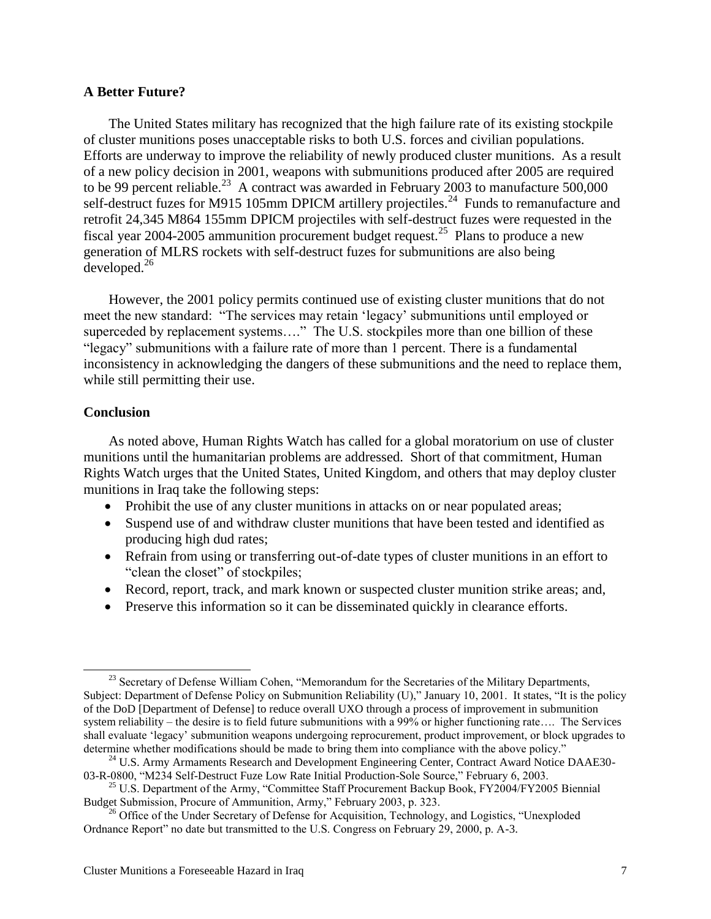## A Better Future?

The United States military has recognized that the high failure rate of its existing stockpile of cluster munitions poses unacceptable risks to both U.S. forces and civilian populations. Efforts are underway to improve the reliability of newly produced cluster munitions. As a result of a new policy decision in 2001, weapons with submunitions produced after 2005 are required to be 99 percent reliable.[23] A contract was awarded in February 2003 to manufacture 500,000 self-destruct fuzes for M915 105mm DPICM artillery projectiles.[24] Funds to remanufacture and retrofit 24,345 M864 155mm DPICM projectiles with self-destruct fuzes were requested in the fiscal year 2004-2005 ammunition procurement budget request.[25] Plans to produce a new generation of MLRS rockets with self-destruct fuzes for submunitions are also being developed.[26]

However, the 2001 policy permits continued use of existing cluster munitions that do not meet the new standard: "The services may retain 'legacy' submunitions until employed or superceded by replacement systems…." The U.S. stockpiles more than one billion of these "legacy" submunitions with a failure rate of more than 1 percent. There is a fundamental inconsistency in acknowledging the dangers of these submunitions and the need to replace them, while still permitting their use.

## Conclusion

As noted above, Human Rights Watch has called for a global moratorium on use of cluster munitions until the humanitarian problems are addressed. Short of that commitment, Human Rights Watch urges that the United States, United Kingdom, and others that may deploy cluster munitions in Iraq take the following steps:

- Prohibit the use of any cluster munitions in attacks on or near populated areas;
- Suspend use of and withdraw cluster munitions that have been tested and identified as producing high dud rates;
- Refrain from using or transferring out-of-date types of cluster munitions in an effort to "clean the closet" of stockpiles;
- Record, report, track, and mark known or suspected cluster munition strike areas; and,
- Preserve this information so it can be disseminated quickly in clearance efforts.

[23] Secretary of Defense William Cohen, "Memorandum for the Secretaries of the Military Departments, Subject: Department of Defense Policy on Submunition Reliability (U)," January 10, 2001. It states, "It is the policy of the DoD [Department of Defense] to reduce overall UXO through a process of improvement in submunition system reliability – the desire is to field future submunitions with a 99% or higher functioning rate…. The Services shall evaluate 'legacy' submunition weapons undergoing reprocurement, product improvement, or block upgrades to determine whether modifications should be made to bring them into compliance with the above policy."

[24] U.S. Army Armaments Research and Development Engineering Center, Contract Award Notice DAAE30-03-R-0800, "M234 Self-Destruct Fuze Low Rate Initial Production-Sole Source," February 6, 2003.

[25] U.S. Department of the Army, "Committee Staff Procurement Backup Book, FY2004/FY2005 Biennial Budget Submission, Procure of Ammunition, Army," February 2003, p. 323.

[26] Office of the Under Secretary of Defense for Acquisition, Technology, and Logistics, "Unexploded Ordnance Report" no date but transmitted to the U.S. Congress on February 29, 2000, p. A-3.